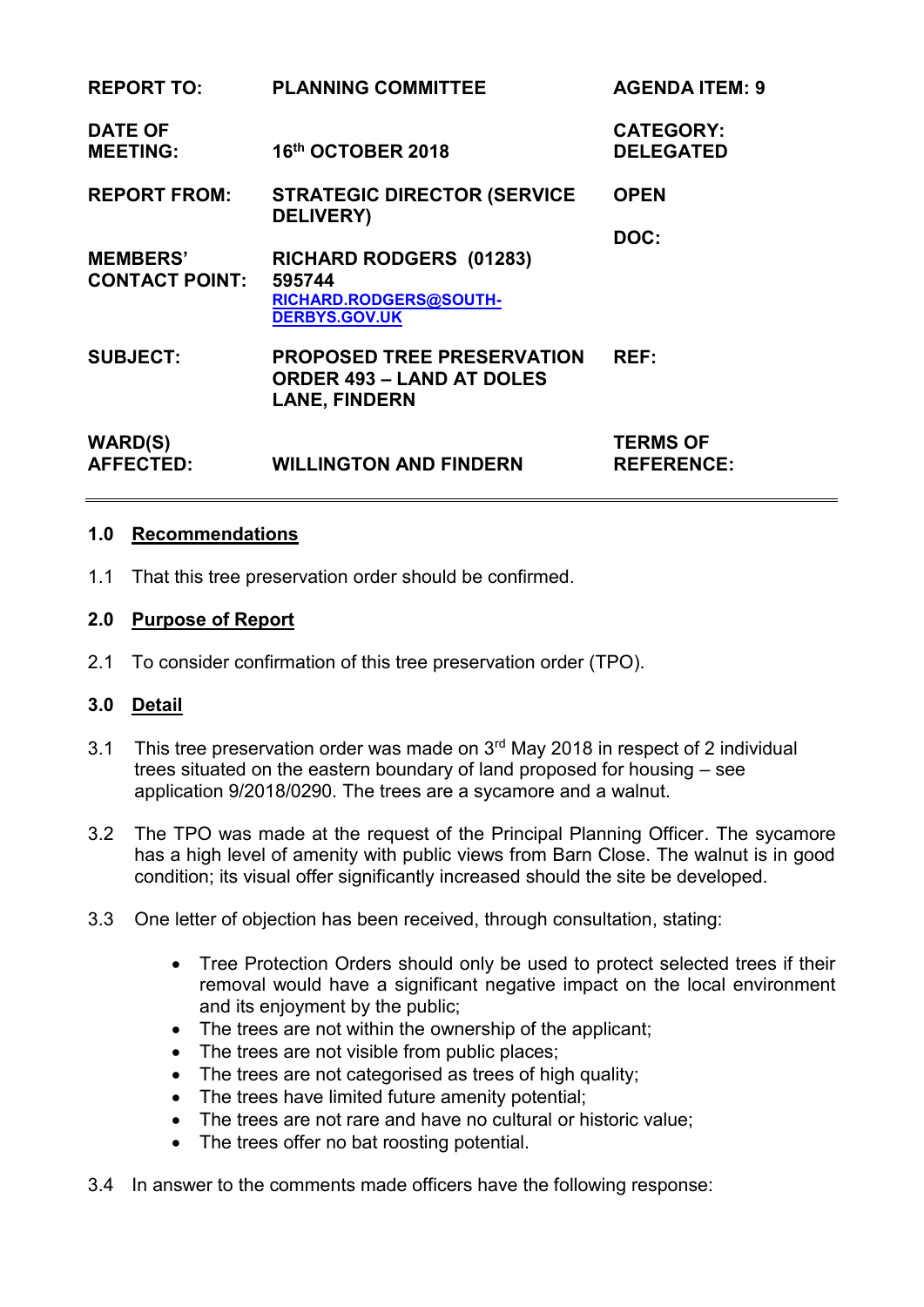| | | |
|---|---|---|
| **REPORT TO:** | **PLANNING COMMITTEE** | **AGENDA ITEM: 9** |
| **DATE OF MEETING:** | **16th OCTOBER 2018** | **CATEGORY: DELEGATED** |
| **REPORT FROM:** | **STRATEGIC DIRECTOR (SERVICE DELIVERY)** | **OPEN** |
| **MEMBERS' CONTACT POINT:** | **RICHARD RODGERS (01283) 595744** **RICHARD.RODGERS@SOUTH-DERBYS.GOV.UK** | **DOC:** |
| **SUBJECT:** | **PROPOSED TREE PRESERVATION ORDER 493 – LAND AT DOLES LANE, FINDERN** | **REF:** |
| **WARD(S) AFFECTED:** | **WILLINGTON AND FINDERN** | **TERMS OF REFERENCE:** |

## 1.0 Recommendations

1.1 That this tree preservation order should be confirmed.

## 2.0 Purpose of Report

2.1 To consider confirmation of this tree preservation order (TPO).

## 3.0 Detail

3.1 This tree preservation order was made on 3rd May 2018 in respect of 2 individual trees situated on the eastern boundary of land proposed for housing – see application 9/2018/0290. The trees are a sycamore and a walnut.

3.2 The TPO was made at the request of the Principal Planning Officer. The sycamore has a high level of amenity with public views from Barn Close. The walnut is in good condition; its visual offer significantly increased should the site be developed.

3.3 One letter of objection has been received, through consultation, stating:

- Tree Protection Orders should only be used to protect selected trees if their removal would have a significant negative impact on the local environment and its enjoyment by the public;
- The trees are not within the ownership of the applicant;
- The trees are not visible from public places;
- The trees are not categorised as trees of high quality;
- The trees have limited future amenity potential;
- The trees are not rare and have no cultural or historic value;
- The trees offer no bat roosting potential.

3.4 In answer to the comments made officers have the following response: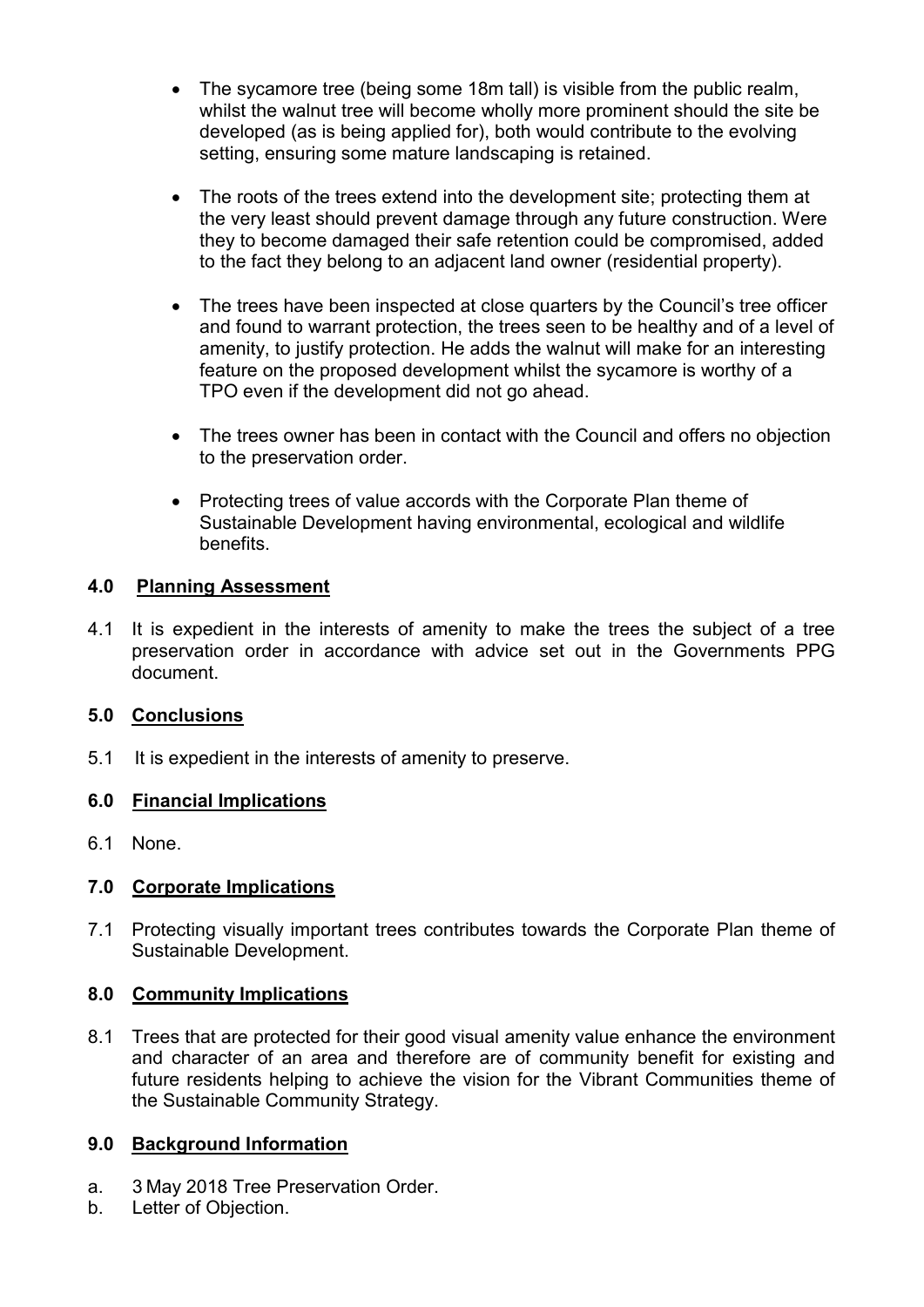- The sycamore tree (being some 18m tall) is visible from the public realm, whilst the walnut tree will become wholly more prominent should the site be developed (as is being applied for), both would contribute to the evolving setting, ensuring some mature landscaping is retained.

- The roots of the trees extend into the development site; protecting them at the very least should prevent damage through any future construction. Were they to become damaged their safe retention could be compromised, added to the fact they belong to an adjacent land owner (residential property).

- The trees have been inspected at close quarters by the Council's tree officer and found to warrant protection, the trees seen to be healthy and of a level of amenity, to justify protection. He adds the walnut will make for an interesting feature on the proposed development whilst the sycamore is worthy of a TPO even if the development did not go ahead.

- The trees owner has been in contact with the Council and offers no objection to the preservation order.

- Protecting trees of value accords with the Corporate Plan theme of Sustainable Development having environmental, ecological and wildlife benefits.

## 4.0 Planning Assessment

4.1 It is expedient in the interests of amenity to make the trees the subject of a tree preservation order in accordance with advice set out in the Governments PPG document.

## 5.0 Conclusions

5.1 It is expedient in the interests of amenity to preserve.

## 6.0 Financial Implications

6.1 None.

## 7.0 Corporate Implications

7.1 Protecting visually important trees contributes towards the Corporate Plan theme of Sustainable Development.

## 8.0 Community Implications

8.1 Trees that are protected for their good visual amenity value enhance the environment and character of an area and therefore are of community benefit for existing and future residents helping to achieve the vision for the Vibrant Communities theme of the Sustainable Community Strategy.

## 9.0 Background Information

a. 3 May 2018 Tree Preservation Order.
b. Letter of Objection.